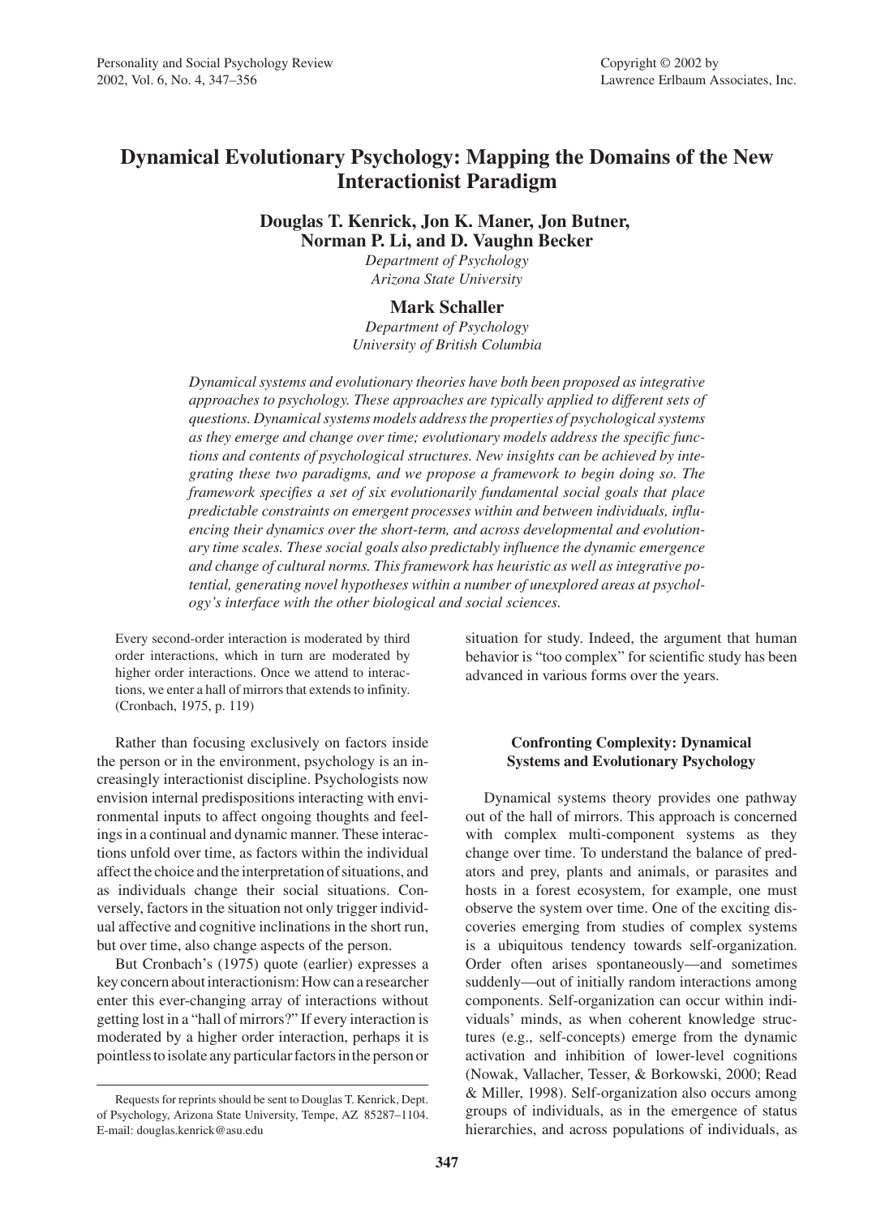# Dynamical Evolutionary Psychology: Mapping the Domains of the New Interactionist Paradigm

**Douglas T. Kenrick, Jon K. Maner, Jon Butner, Norman P. Li, and D. Vaughn Becker**

*Department of Psychology*
*Arizona State University*

**Mark Schaller**

*Department of Psychology*
*University of British Columbia*

*Dynamical systems and evolutionary theories have both been proposed as integrative approaches to psychology. These approaches are typically applied to different sets of questions. Dynamical systems models address the properties of psychological systems as they emerge and change over time; evolutionary models address the specific functions and contents of psychological structures. New insights can be achieved by integrating these two paradigms, and we propose a framework to begin doing so. The framework specifies a set of six evolutionarily fundamental social goals that place predictable constraints on emergent processes within and between individuals, influencing their dynamics over the short-term, and across developmental and evolutionary time scales. These social goals also predictably influence the dynamic emergence and change of cultural norms. This framework has heuristic as well as integrative potential, generating novel hypotheses within a number of unexplored areas at psychology's interface with the other biological and social sciences.*

> Every second-order interaction is moderated by third order interactions, which in turn are moderated by higher order interactions. Once we attend to interactions, we enter a hall of mirrors that extends to infinity. (Cronbach, 1975, p. 119)

Rather than focusing exclusively on factors inside the person or in the environment, psychology is an increasingly interactionist discipline. Psychologists now envision internal predispositions interacting with environmental inputs to affect ongoing thoughts and feelings in a continual and dynamic manner. These interactions unfold over time, as factors within the individual affect the choice and the interpretation of situations, and as individuals change their social situations. Conversely, factors in the situation not only trigger individual affective and cognitive inclinations in the short run, but over time, also change aspects of the person.

But Cronbach's (1975) quote (earlier) expresses a key concern about interactionism: How can a researcher enter this ever-changing array of interactions without getting lost in a "hall of mirrors?" If every interaction is moderated by a higher order interaction, perhaps it is pointless to isolate any particular factors in the person or situation for study. Indeed, the argument that human behavior is "too complex" for scientific study has been advanced in various forms over the years.

## Confronting Complexity: Dynamical Systems and Evolutionary Psychology

Dynamical systems theory provides one pathway out of the hall of mirrors. This approach is concerned with complex multi-component systems as they change over time. To understand the balance of predators and prey, plants and animals, or parasites and hosts in a forest ecosystem, for example, one must observe the system over time. One of the exciting discoveries emerging from studies of complex systems is a ubiquitous tendency towards self-organization. Order often arises spontaneously—and sometimes suddenly—out of initially random interactions among components. Self-organization can occur within individuals' minds, as when coherent knowledge structures (e.g., self-concepts) emerge from the dynamic activation and inhibition of lower-level cognitions (Nowak, Vallacher, Tesser, & Borkowski, 2000; Read & Miller, 1998). Self-organization also occurs among groups of individuals, as in the emergence of status hierarchies, and across populations of individuals, as

---

Requests for reprints should be sent to Douglas T. Kenrick, Dept. of Psychology, Arizona State University, Tempe, AZ 85287–1104. E-mail: douglas.kenrick@asu.edu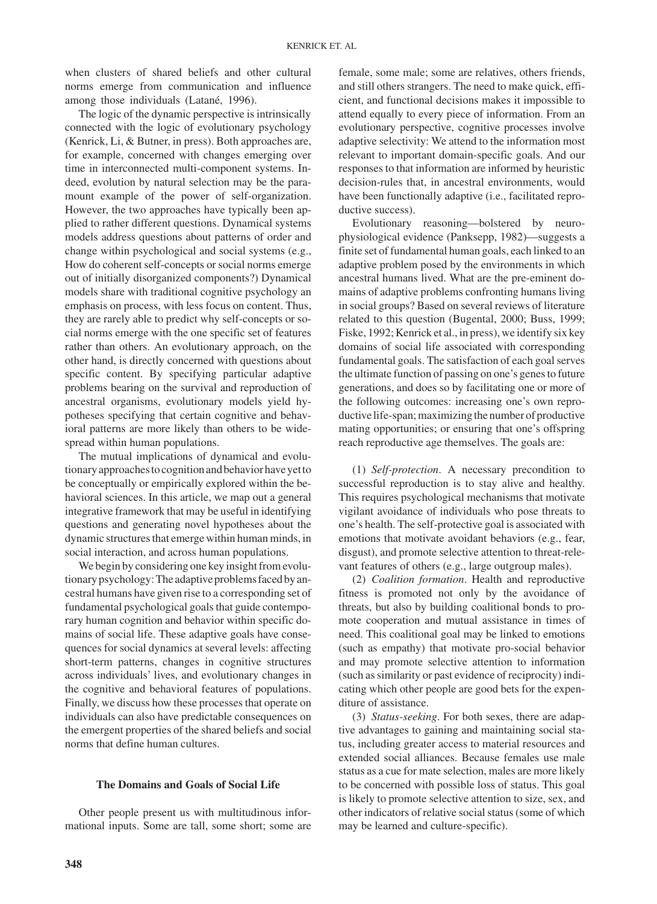when clusters of shared beliefs and other cultural norms emerge from communication and influence among those individuals (Latané, 1996).

The logic of the dynamic perspective is intrinsically connected with the logic of evolutionary psychology (Kenrick, Li, & Butner, in press). Both approaches are, for example, concerned with changes emerging over time in interconnected multi-component systems. Indeed, evolution by natural selection may be the paramount example of the power of self-organization. However, the two approaches have typically been applied to rather different questions. Dynamical systems models address questions about patterns of order and change within psychological and social systems (e.g., How do coherent self-concepts or social norms emerge out of initially disorganized components?) Dynamical models share with traditional cognitive psychology an emphasis on process, with less focus on content. Thus, they are rarely able to predict why self-concepts or social norms emerge with the one specific set of features rather than others. An evolutionary approach, on the other hand, is directly concerned with questions about specific content. By specifying particular adaptive problems bearing on the survival and reproduction of ancestral organisms, evolutionary models yield hypotheses specifying that certain cognitive and behavioral patterns are more likely than others to be widespread within human populations.

The mutual implications of dynamical and evolutionary approaches to cognition and behavior have yet to be conceptually or empirically explored within the behavioral sciences. In this article, we map out a general integrative framework that may be useful in identifying questions and generating novel hypotheses about the dynamic structures that emerge within human minds, in social interaction, and across human populations.

We begin by considering one key insight from evolutionary psychology: The adaptive problems faced by ancestral humans have given rise to a corresponding set of fundamental psychological goals that guide contemporary human cognition and behavior within specific domains of social life. These adaptive goals have consequences for social dynamics at several levels: affecting short-term patterns, changes in cognitive structures across individuals' lives, and evolutionary changes in the cognitive and behavioral features of populations. Finally, we discuss how these processes that operate on individuals can also have predictable consequences on the emergent properties of the shared beliefs and social norms that define human cultures.

## The Domains and Goals of Social Life

Other people present us with multitudinous informational inputs. Some are tall, some short; some are female, some male; some are relatives, others friends, and still others strangers. The need to make quick, efficient, and functional decisions makes it impossible to attend equally to every piece of information. From an evolutionary perspective, cognitive processes involve adaptive selectivity: We attend to the information most relevant to important domain-specific goals. And our responses to that information are informed by heuristic decision-rules that, in ancestral environments, would have been functionally adaptive (i.e., facilitated reproductive success).

Evolutionary reasoning—bolstered by neurophysiological evidence (Panksepp, 1982)—suggests a finite set of fundamental human goals, each linked to an adaptive problem posed by the environments in which ancestral humans lived. What are the pre-eminent domains of adaptive problems confronting humans living in social groups? Based on several reviews of literature related to this question (Bugental, 2000; Buss, 1999; Fiske, 1992; Kenrick et al., in press), we identify six key domains of social life associated with corresponding fundamental goals. The satisfaction of each goal serves the ultimate function of passing on one's genes to future generations, and does so by facilitating one or more of the following outcomes: increasing one's own reproductive life-span; maximizing the number of productive mating opportunities; or ensuring that one's offspring reach reproductive age themselves. The goals are:

(1) *Self-protection*. A necessary precondition to successful reproduction is to stay alive and healthy. This requires psychological mechanisms that motivate vigilant avoidance of individuals who pose threats to one's health. The self-protective goal is associated with emotions that motivate avoidant behaviors (e.g., fear, disgust), and promote selective attention to threat-relevant features of others (e.g., large outgroup males).

(2) *Coalition formation*. Health and reproductive fitness is promoted not only by the avoidance of threats, but also by building coalitional bonds to promote cooperation and mutual assistance in times of need. This coalitional goal may be linked to emotions (such as empathy) that motivate pro-social behavior and may promote selective attention to information (such as similarity or past evidence of reciprocity) indicating which other people are good bets for the expenditure of assistance.

(3) *Status-seeking*. For both sexes, there are adaptive advantages to gaining and maintaining social status, including greater access to material resources and extended social alliances. Because females use male status as a cue for mate selection, males are more likely to be concerned with possible loss of status. This goal is likely to promote selective attention to size, sex, and other indicators of relative social status (some of which may be learned and culture-specific).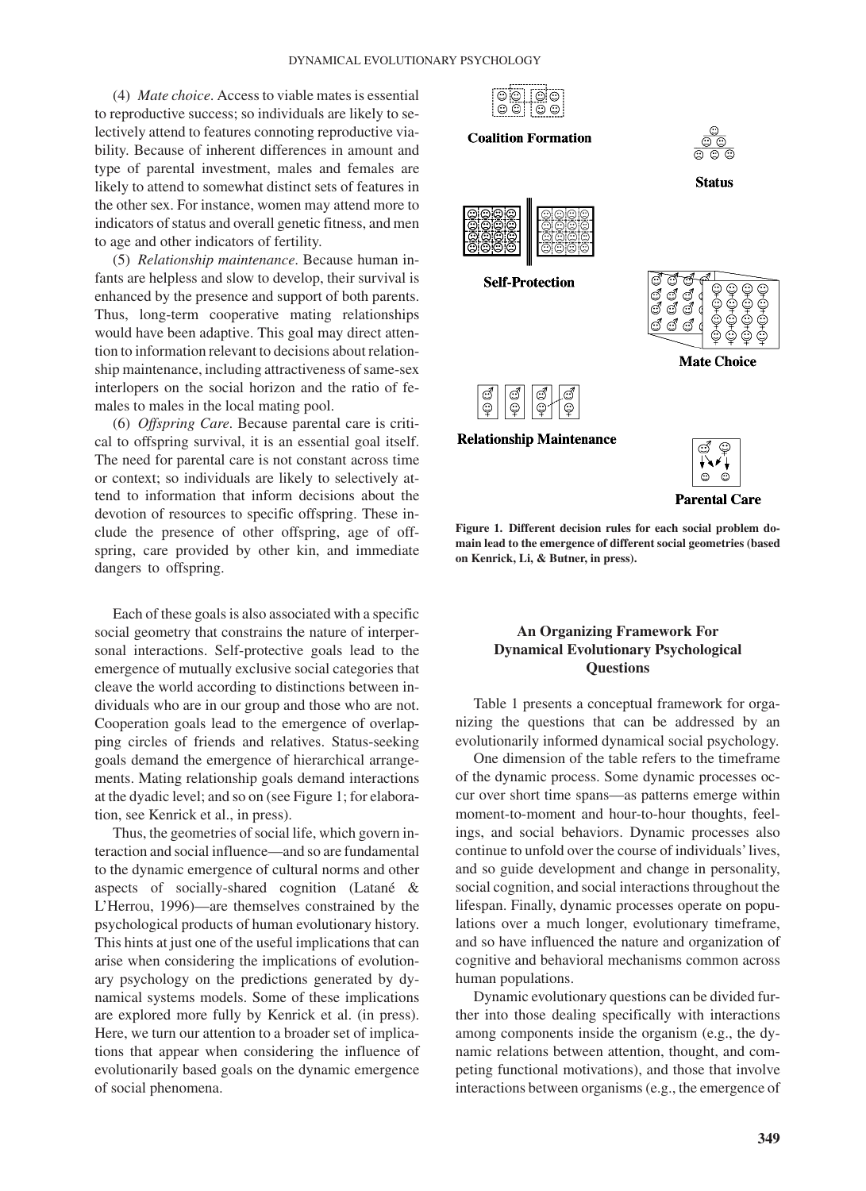(4) *Mate choice*. Access to viable mates is essential to reproductive success; so individuals are likely to selectively attend to features connoting reproductive viability. Because of inherent differences in amount and type of parental investment, males and females are likely to attend to somewhat distinct sets of features in the other sex. For instance, women may attend more to indicators of status and overall genetic fitness, and men to age and other indicators of fertility.

(5) *Relationship maintenance*. Because human infants are helpless and slow to develop, their survival is enhanced by the presence and support of both parents. Thus, long-term cooperative mating relationships would have been adaptive. This goal may direct attention to information relevant to decisions about relationship maintenance, including attractiveness of same-sex interlopers on the social horizon and the ratio of females to males in the local mating pool.

(6) *Offspring Care*. Because parental care is critical to offspring survival, it is an essential goal itself. The need for parental care is not constant across time or context; so individuals are likely to selectively attend to information that inform decisions about the devotion of resources to specific offspring. These include the presence of other offspring, age of offspring, care provided by other kin, and immediate dangers to offspring.

Each of these goals is also associated with a specific social geometry that constrains the nature of interpersonal interactions. Self-protective goals lead to the emergence of mutually exclusive social categories that cleave the world according to distinctions between individuals who are in our group and those who are not. Cooperation goals lead to the emergence of overlapping circles of friends and relatives. Status-seeking goals demand the emergence of hierarchical arrangements. Mating relationship goals demand interactions at the dyadic level; and so on (see Figure 1; for elaboration, see Kenrick et al., in press).

Thus, the geometries of social life, which govern interaction and social influence—and so are fundamental to the dynamic emergence of cultural norms and other aspects of socially-shared cognition (Latané & L'Herrou, 1996)—are themselves constrained by the psychological products of human evolutionary history. This hints at just one of the useful implications that can arise when considering the implications of evolutionary psychology on the predictions generated by dynamical systems models. Some of these implications are explored more fully by Kenrick et al. (in press). Here, we turn our attention to a broader set of implications that appear when considering the influence of evolutionarily based goals on the dynamic emergence of social phenomena.

Coalition Formation

Status

Self-Protection

Mate Choice

Relationship Maintenance

Parental Care

**Figure 1. Different decision rules for each social problem domain lead to the emergence of different social geometries (based on Kenrick, Li, & Butner, in press).**

## An Organizing Framework For Dynamical Evolutionary Psychological Questions

Table 1 presents a conceptual framework for organizing the questions that can be addressed by an evolutionarily informed dynamical social psychology.

One dimension of the table refers to the timeframe of the dynamic process. Some dynamic processes occur over short time spans—as patterns emerge within moment-to-moment and hour-to-hour thoughts, feelings, and social behaviors. Dynamic processes also continue to unfold over the course of individuals' lives, and so guide development and change in personality, social cognition, and social interactions throughout the lifespan. Finally, dynamic processes operate on populations over a much longer, evolutionary timeframe, and so have influenced the nature and organization of cognitive and behavioral mechanisms common across human populations.

Dynamic evolutionary questions can be divided further into those dealing specifically with interactions among components inside the organism (e.g., the dynamic relations between attention, thought, and competing functional motivations), and those that involve interactions between organisms (e.g., the emergence of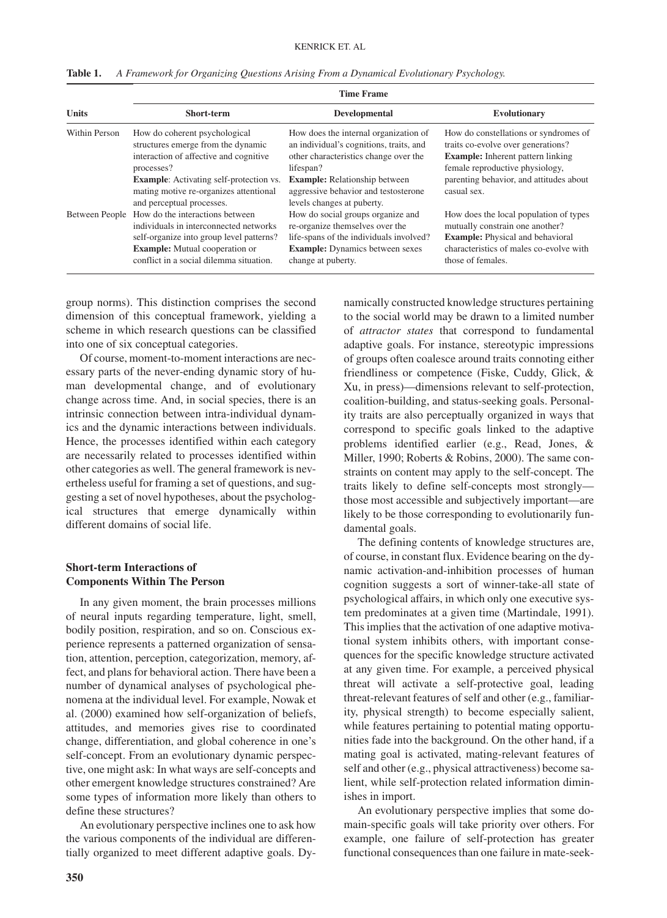**Table 1.** *A Framework for Organizing Questions Arising From a Dynamical Evolutionary Psychology.*

| Units | Time Frame | | |
|---|---|---|---|
| | **Short-term** | **Developmental** | **Evolutionary** |
| Within Person | How do coherent psychological structures emerge from the dynamic interaction of affective and cognitive processes? **Example**: Activating self-protection vs. mating motive re-organizes attentional and perceptual processes. | How does the internal organization of an individual's cognitions, traits, and other characteristics change over the lifespan? **Example:** Relationship between aggressive behavior and testosterone levels changes at puberty. | How do constellations or syndromes of traits co-evolve over generations? **Example:** Inherent pattern linking female reproductive physiology, parenting behavior, and attitudes about casual sex. |
| Between People | How do the interactions between individuals in interconnected networks self-organize into group level patterns? **Example:** Mutual cooperation or conflict in a social dilemma situation. | How do social groups organize and re-organize themselves over the life-spans of the individuals involved? **Example:** Dynamics between sexes change at puberty. | How does the local population of types mutually constrain one another? **Example:** Physical and behavioral characteristics of males co-evolve with those of females. |

group norms). This distinction comprises the second dimension of this conceptual framework, yielding a scheme in which research questions can be classified into one of six conceptual categories.

Of course, moment-to-moment interactions are necessary parts of the never-ending dynamic story of human developmental change, and of evolutionary change across time. And, in social species, there is an intrinsic connection between intra-individual dynamics and the dynamic interactions between individuals. Hence, the processes identified within each category are necessarily related to processes identified within other categories as well. The general framework is nevertheless useful for framing a set of questions, and suggesting a set of novel hypotheses, about the psychological structures that emerge dynamically within different domains of social life.

## Short-term Interactions of Components Within The Person

In any given moment, the brain processes millions of neural inputs regarding temperature, light, smell, bodily position, respiration, and so on. Conscious experience represents a patterned organization of sensation, attention, perception, categorization, memory, affect, and plans for behavioral action. There have been a number of dynamical analyses of psychological phenomena at the individual level. For example, Nowak et al. (2000) examined how self-organization of beliefs, attitudes, and memories gives rise to coordinated change, differentiation, and global coherence in one's self-concept. From an evolutionary dynamic perspective, one might ask: In what ways are self-concepts and other emergent knowledge structures constrained? Are some types of information more likely than others to define these structures?

An evolutionary perspective inclines one to ask how the various components of the individual are differentially organized to meet different adaptive goals. Dynamically constructed knowledge structures pertaining to the social world may be drawn to a limited number of *attractor states* that correspond to fundamental adaptive goals. For instance, stereotypic impressions of groups often coalesce around traits connoting either friendliness or competence (Fiske, Cuddy, Glick, & Xu, in press)—dimensions relevant to self-protection, coalition-building, and status-seeking goals. Personality traits are also perceptually organized in ways that correspond to specific goals linked to the adaptive problems identified earlier (e.g., Read, Jones, & Miller, 1990; Roberts & Robins, 2000). The same constraints on content may apply to the self-concept. The traits likely to define self-concepts most strongly—those most accessible and subjectively important—are likely to be those corresponding to evolutionarily fundamental goals.

The defining contents of knowledge structures are, of course, in constant flux. Evidence bearing on the dynamic activation-and-inhibition processes of human cognition suggests a sort of winner-take-all state of psychological affairs, in which only one executive system predominates at a given time (Martindale, 1991). This implies that the activation of one adaptive motivational system inhibits others, with important consequences for the specific knowledge structure activated at any given time. For example, a perceived physical threat will activate a self-protective goal, leading threat-relevant features of self and other (e.g., familiarity, physical strength) to become especially salient, while features pertaining to potential mating opportunities fade into the background. On the other hand, if a mating goal is activated, mating-relevant features of self and other (e.g., physical attractiveness) become salient, while self-protection related information diminishes in import.

An evolutionary perspective implies that some domain-specific goals will take priority over others. For example, one failure of self-protection has greater functional consequences than one failure in mate-seek-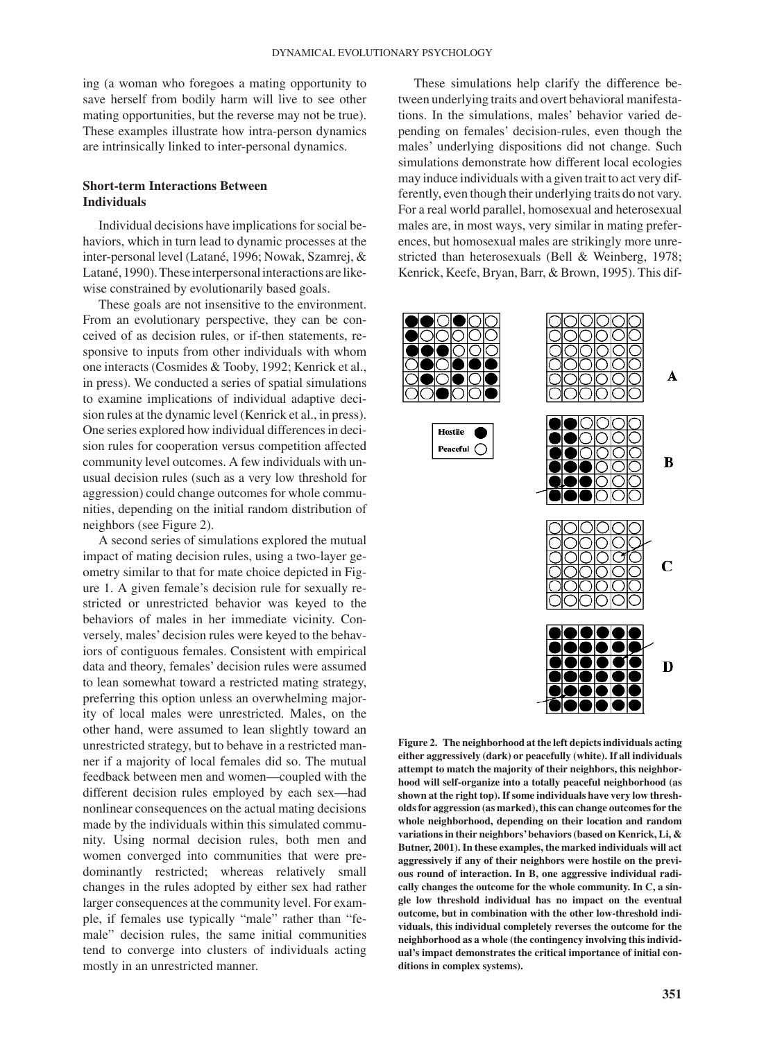ing (a woman who foregoes a mating opportunity to save herself from bodily harm will live to see other mating opportunities, but the reverse may not be true). These examples illustrate how intra-person dynamics are intrinsically linked to inter-personal dynamics.

### Short-term Interactions Between Individuals

Individual decisions have implications for social behaviors, which in turn lead to dynamic processes at the inter-personal level (Latané, 1996; Nowak, Szamrej, & Latané, 1990). These interpersonal interactions are likewise constrained by evolutionarily based goals.

These goals are not insensitive to the environment. From an evolutionary perspective, they can be conceived of as decision rules, or if-then statements, responsive to inputs from other individuals with whom one interacts (Cosmides & Tooby, 1992; Kenrick et al., in press). We conducted a series of spatial simulations to examine implications of individual adaptive decision rules at the dynamic level (Kenrick et al., in press). One series explored how individual differences in decision rules for cooperation versus competition affected community level outcomes. A few individuals with unusual decision rules (such as a very low threshold for aggression) could change outcomes for whole communities, depending on the initial random distribution of neighbors (see Figure 2).

A second series of simulations explored the mutual impact of mating decision rules, using a two-layer geometry similar to that for mate choice depicted in Figure 1. A given female's decision rule for sexually restricted or unrestricted behavior was keyed to the behaviors of males in her immediate vicinity. Conversely, males' decision rules were keyed to the behaviors of contiguous females. Consistent with empirical data and theory, females' decision rules were assumed to lean somewhat toward a restricted mating strategy, preferring this option unless an overwhelming majority of local males were unrestricted. Males, on the other hand, were assumed to lean slightly toward an unrestricted strategy, but to behave in a restricted manner if a majority of local females did so. The mutual feedback between men and women—coupled with the different decision rules employed by each sex—had nonlinear consequences on the actual mating decisions made by the individuals within this simulated community. Using normal decision rules, both men and women converged into communities that were predominantly restricted; whereas relatively small changes in the rules adopted by either sex had rather larger consequences at the community level. For example, if females use typically "male" rather than "female" decision rules, the same initial communities tend to converge into clusters of individuals acting mostly in an unrestricted manner.

These simulations help clarify the difference between underlying traits and overt behavioral manifestations. In the simulations, males' behavior varied depending on females' decision-rules, even though the males' underlying dispositions did not change. Such simulations demonstrate how different local ecologies may induce individuals with a given trait to act very differently, even though their underlying traits do not vary. For a real world parallel, homosexual and heterosexual males are, in most ways, very similar in mating preferences, but homosexual males are strikingly more unrestricted than heterosexuals (Bell & Weinberg, 1978; Kenrick, Keefe, Bryan, Barr, & Brown, 1995). This dif-

**Figure 2. The neighborhood at the left depicts individuals acting either aggressively (dark) or peacefully (white). If all individuals attempt to match the majority of their neighbors, this neighborhood will self-organize into a totally peaceful neighborhood (as shown at the right top). If some individuals have very low thresholds for aggression (as marked), this can change outcomes for the whole neighborhood, depending on their location and random variations in their neighbors' behaviors (based on Kenrick, Li, & Butner, 2001). In these examples, the marked individuals will act aggressively if any of their neighbors were hostile on the previous round of interaction. In B, one aggressive individual radically changes the outcome for the whole community. In C, a single low threshold individual has no impact on the eventual outcome, but in combination with the other low-threshold individuals, this individual completely reverses the outcome for the neighborhood as a whole (the contingency involving this individual's impact demonstrates the critical importance of initial conditions in complex systems).**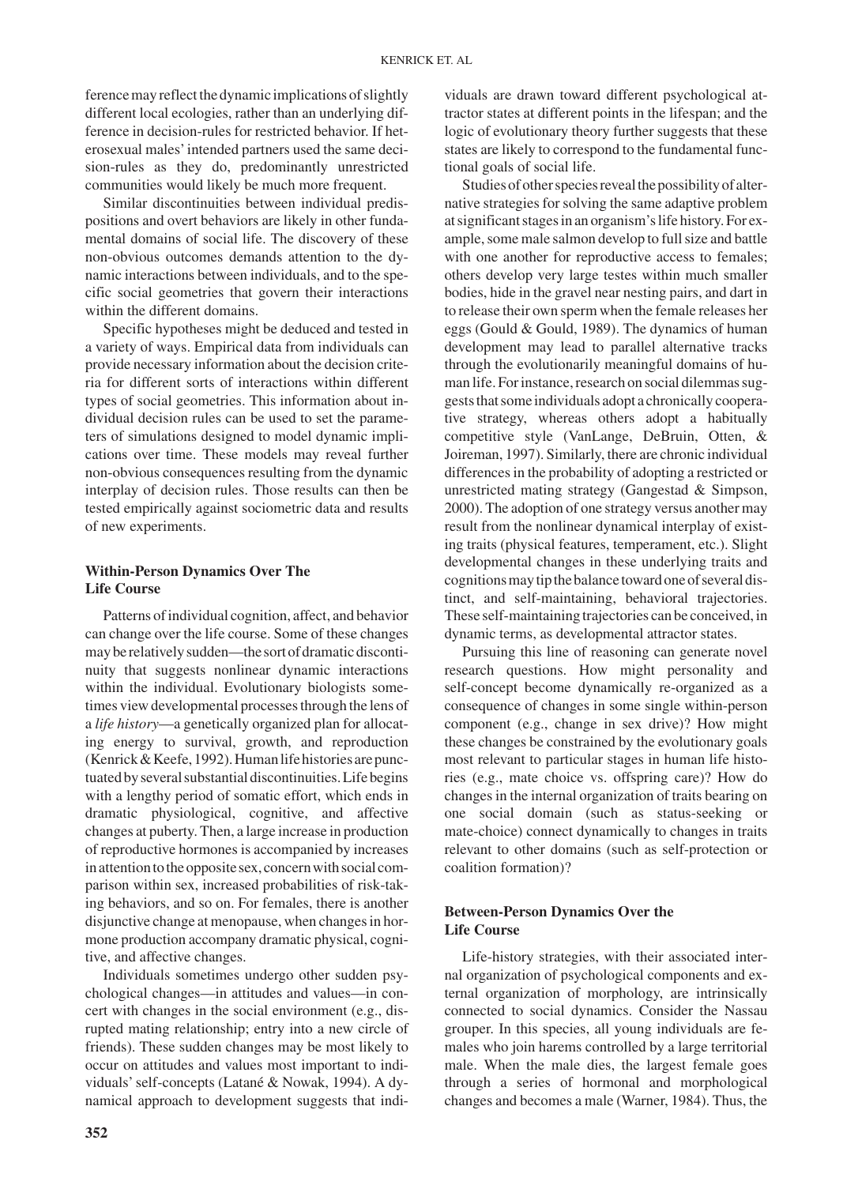ference may reflect the dynamic implications of slightly different local ecologies, rather than an underlying difference in decision-rules for restricted behavior. If heterosexual males' intended partners used the same decision-rules as they do, predominantly unrestricted communities would likely be much more frequent.

Similar discontinuities between individual predispositions and overt behaviors are likely in other fundamental domains of social life. The discovery of these non-obvious outcomes demands attention to the dynamic interactions between individuals, and to the specific social geometries that govern their interactions within the different domains.

Specific hypotheses might be deduced and tested in a variety of ways. Empirical data from individuals can provide necessary information about the decision criteria for different sorts of interactions within different types of social geometries. This information about individual decision rules can be used to set the parameters of simulations designed to model dynamic implications over time. These models may reveal further non-obvious consequences resulting from the dynamic interplay of decision rules. Those results can then be tested empirically against sociometric data and results of new experiments.

### Within-Person Dynamics Over The Life Course

Patterns of individual cognition, affect, and behavior can change over the life course. Some of these changes may be relatively sudden—the sort of dramatic discontinuity that suggests nonlinear dynamic interactions within the individual. Evolutionary biologists sometimes view developmental processes through the lens of a *life history*—a genetically organized plan for allocating energy to survival, growth, and reproduction (Kenrick & Keefe, 1992). Human life histories are punctuated by several substantial discontinuities. Life begins with a lengthy period of somatic effort, which ends in dramatic physiological, cognitive, and affective changes at puberty. Then, a large increase in production of reproductive hormones is accompanied by increases in attention to the opposite sex, concern with social comparison within sex, increased probabilities of risk-taking behaviors, and so on. For females, there is another disjunctive change at menopause, when changes in hormone production accompany dramatic physical, cognitive, and affective changes.

Individuals sometimes undergo other sudden psychological changes—in attitudes and values—in concert with changes in the social environment (e.g., disrupted mating relationship; entry into a new circle of friends). These sudden changes may be most likely to occur on attitudes and values most important to individuals' self-concepts (Latané & Nowak, 1994). A dynamical approach to development suggests that individuals are drawn toward different psychological attractor states at different points in the lifespan; and the logic of evolutionary theory further suggests that these states are likely to correspond to the fundamental functional goals of social life.

Studies of other species reveal the possibility of alternative strategies for solving the same adaptive problem at significant stages in an organism's life history. For example, some male salmon develop to full size and battle with one another for reproductive access to females; others develop very large testes within much smaller bodies, hide in the gravel near nesting pairs, and dart in to release their own sperm when the female releases her eggs (Gould & Gould, 1989). The dynamics of human development may lead to parallel alternative tracks through the evolutionarily meaningful domains of human life. For instance, research on social dilemmas suggests that some individuals adopt a chronically cooperative strategy, whereas others adopt a habitually competitive style (VanLange, DeBruin, Otten, & Joireman, 1997). Similarly, there are chronic individual differences in the probability of adopting a restricted or unrestricted mating strategy (Gangestad & Simpson, 2000). The adoption of one strategy versus another may result from the nonlinear dynamical interplay of existing traits (physical features, temperament, etc.). Slight developmental changes in these underlying traits and cognitions may tip the balance toward one of several distinct, and self-maintaining, behavioral trajectories. These self-maintaining trajectories can be conceived, in dynamic terms, as developmental attractor states.

Pursuing this line of reasoning can generate novel research questions. How might personality and self-concept become dynamically re-organized as a consequence of changes in some single within-person component (e.g., change in sex drive)? How might these changes be constrained by the evolutionary goals most relevant to particular stages in human life histories (e.g., mate choice vs. offspring care)? How do changes in the internal organization of traits bearing on one social domain (such as status-seeking or mate-choice) connect dynamically to changes in traits relevant to other domains (such as self-protection or coalition formation)?

### Between-Person Dynamics Over the Life Course

Life-history strategies, with their associated internal organization of psychological components and external organization of morphology, are intrinsically connected to social dynamics. Consider the Nassau grouper. In this species, all young individuals are females who join harems controlled by a large territorial male. When the male dies, the largest female goes through a series of hormonal and morphological changes and becomes a male (Warner, 1984). Thus, the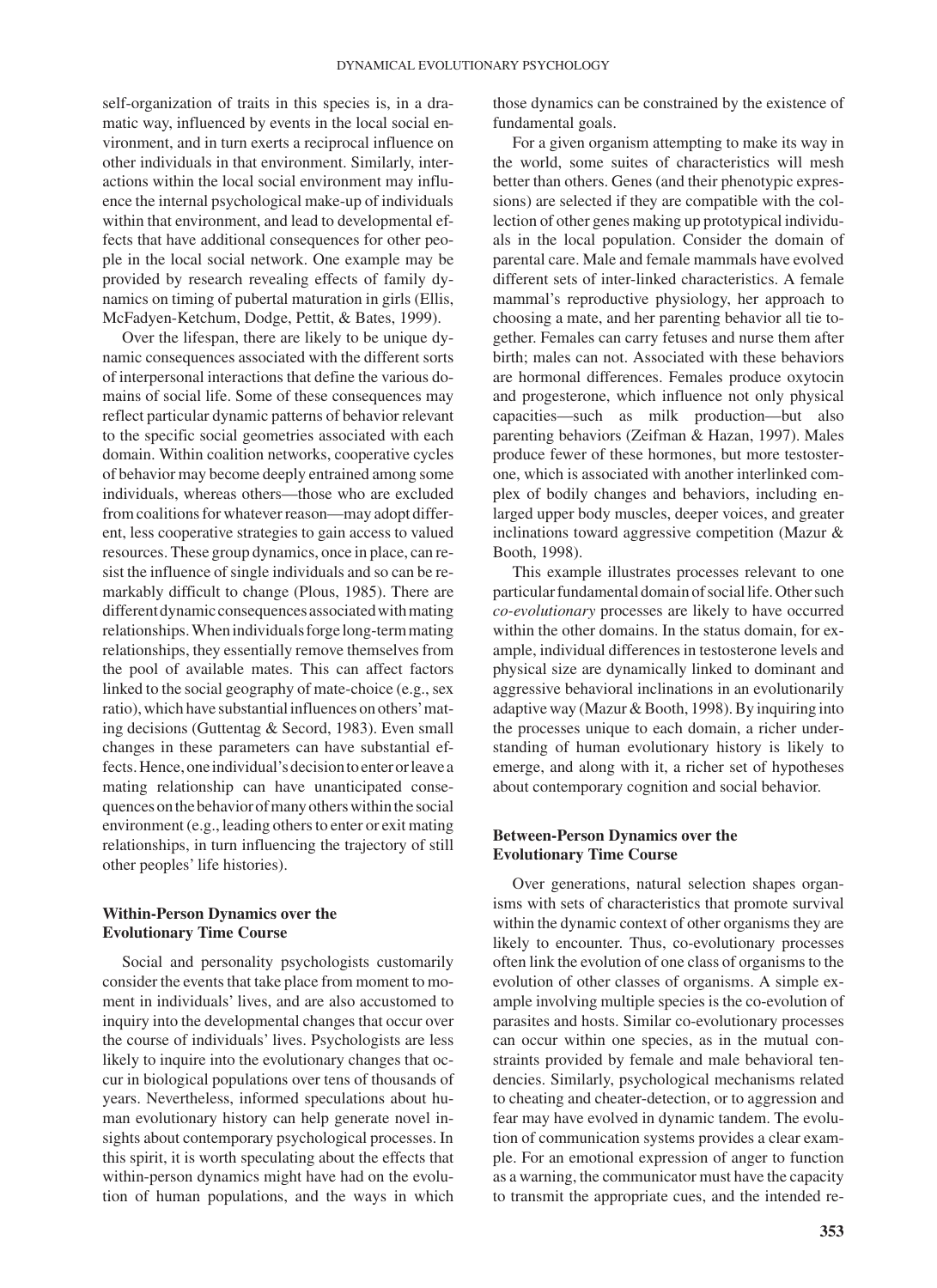self-organization of traits in this species is, in a dramatic way, influenced by events in the local social environment, and in turn exerts a reciprocal influence on other individuals in that environment. Similarly, interactions within the local social environment may influence the internal psychological make-up of individuals within that environment, and lead to developmental effects that have additional consequences for other people in the local social network. One example may be provided by research revealing effects of family dynamics on timing of pubertal maturation in girls (Ellis, McFadyen-Ketchum, Dodge, Pettit, & Bates, 1999).

Over the lifespan, there are likely to be unique dynamic consequences associated with the different sorts of interpersonal interactions that define the various domains of social life. Some of these consequences may reflect particular dynamic patterns of behavior relevant to the specific social geometries associated with each domain. Within coalition networks, cooperative cycles of behavior may become deeply entrained among some individuals, whereas others—those who are excluded from coalitions for whatever reason—may adopt different, less cooperative strategies to gain access to valued resources. These group dynamics, once in place, can resist the influence of single individuals and so can be remarkably difficult to change (Plous, 1985). There are different dynamic consequences associated with mating relationships. When individuals forge long-term mating relationships, they essentially remove themselves from the pool of available mates. This can affect factors linked to the social geography of mate-choice (e.g., sex ratio), which have substantial influences on others' mating decisions (Guttentag & Secord, 1983). Even small changes in these parameters can have substantial effects. Hence, one individual's decision to enter or leave a mating relationship can have unanticipated consequences on the behavior of many others within the social environment (e.g., leading others to enter or exit mating relationships, in turn influencing the trajectory of still other peoples' life histories).

### Within-Person Dynamics over the Evolutionary Time Course

Social and personality psychologists customarily consider the events that take place from moment to moment in individuals' lives, and are also accustomed to inquiry into the developmental changes that occur over the course of individuals' lives. Psychologists are less likely to inquire into the evolutionary changes that occur in biological populations over tens of thousands of years. Nevertheless, informed speculations about human evolutionary history can help generate novel insights about contemporary psychological processes. In this spirit, it is worth speculating about the effects that within-person dynamics might have had on the evolution of human populations, and the ways in which those dynamics can be constrained by the existence of fundamental goals.

For a given organism attempting to make its way in the world, some suites of characteristics will mesh better than others. Genes (and their phenotypic expressions) are selected if they are compatible with the collection of other genes making up prototypical individuals in the local population. Consider the domain of parental care. Male and female mammals have evolved different sets of inter-linked characteristics. A female mammal's reproductive physiology, her approach to choosing a mate, and her parenting behavior all tie together. Females can carry fetuses and nurse them after birth; males can not. Associated with these behaviors are hormonal differences. Females produce oxytocin and progesterone, which influence not only physical capacities—such as milk production—but also parenting behaviors (Zeifman & Hazan, 1997). Males produce fewer of these hormones, but more testosterone, which is associated with another interlinked complex of bodily changes and behaviors, including enlarged upper body muscles, deeper voices, and greater inclinations toward aggressive competition (Mazur & Booth, 1998).

This example illustrates processes relevant to one particular fundamental domain of social life. Other such *co-evolutionary* processes are likely to have occurred within the other domains. In the status domain, for example, individual differences in testosterone levels and physical size are dynamically linked to dominant and aggressive behavioral inclinations in an evolutionarily adaptive way (Mazur & Booth, 1998). By inquiring into the processes unique to each domain, a richer understanding of human evolutionary history is likely to emerge, and along with it, a richer set of hypotheses about contemporary cognition and social behavior.

### Between-Person Dynamics over the Evolutionary Time Course

Over generations, natural selection shapes organisms with sets of characteristics that promote survival within the dynamic context of other organisms they are likely to encounter. Thus, co-evolutionary processes often link the evolution of one class of organisms to the evolution of other classes of organisms. A simple example involving multiple species is the co-evolution of parasites and hosts. Similar co-evolutionary processes can occur within one species, as in the mutual constraints provided by female and male behavioral tendencies. Similarly, psychological mechanisms related to cheating and cheater-detection, or to aggression and fear may have evolved in dynamic tandem. The evolution of communication systems provides a clear example. For an emotional expression of anger to function as a warning, the communicator must have the capacity to transmit the appropriate cues, and the intended re-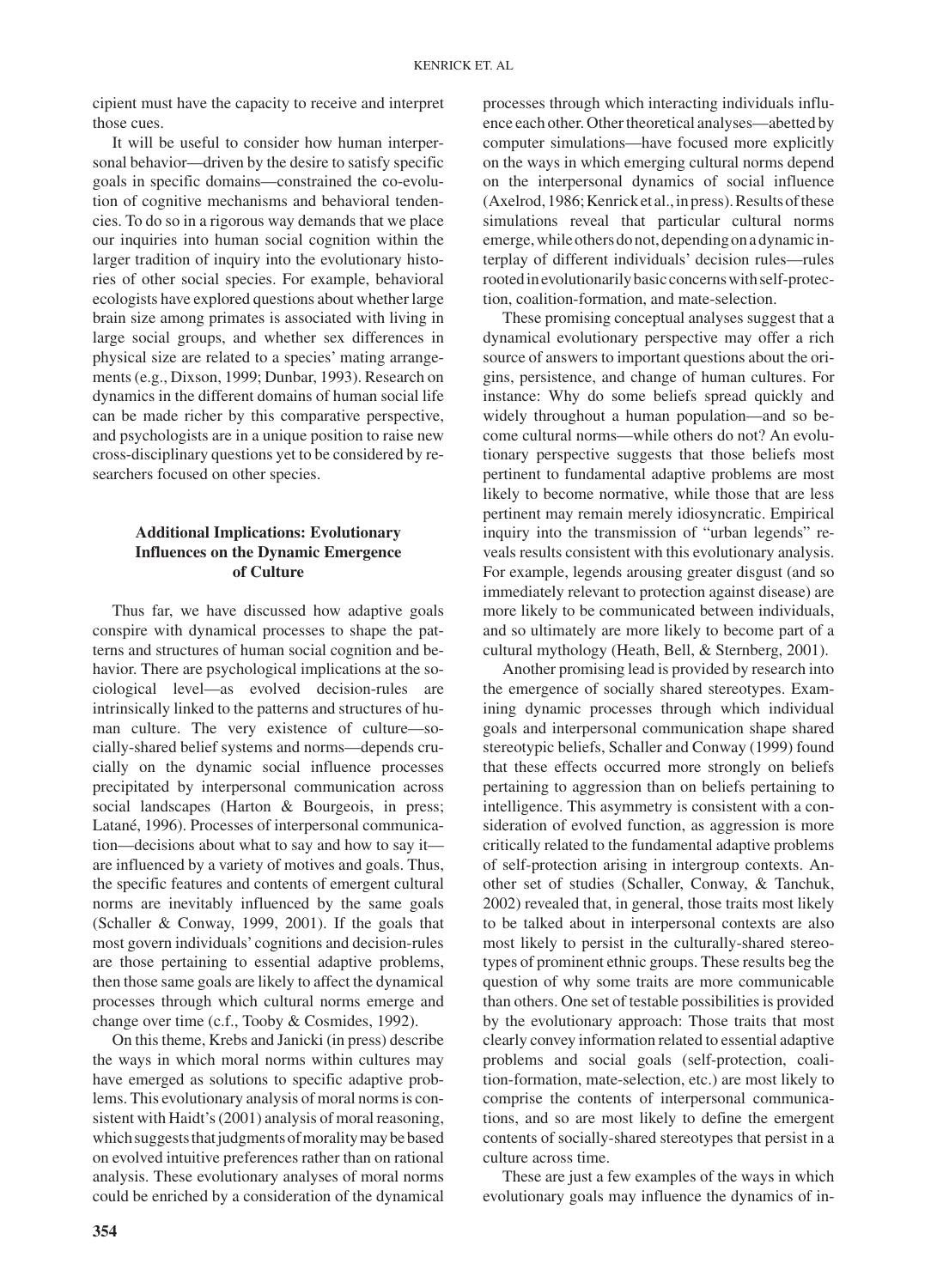cipient must have the capacity to receive and interpret those cues.

It will be useful to consider how human interpersonal behavior—driven by the desire to satisfy specific goals in specific domains—constrained the co-evolution of cognitive mechanisms and behavioral tendencies. To do so in a rigorous way demands that we place our inquiries into human social cognition within the larger tradition of inquiry into the evolutionary histories of other social species. For example, behavioral ecologists have explored questions about whether large brain size among primates is associated with living in large social groups, and whether sex differences in physical size are related to a species' mating arrangements (e.g., Dixson, 1999; Dunbar, 1993). Research on dynamics in the different domains of human social life can be made richer by this comparative perspective, and psychologists are in a unique position to raise new cross-disciplinary questions yet to be considered by researchers focused on other species.

## Additional Implications: Evolutionary Influences on the Dynamic Emergence of Culture

Thus far, we have discussed how adaptive goals conspire with dynamical processes to shape the patterns and structures of human social cognition and behavior. There are psychological implications at the sociological level—as evolved decision-rules are intrinsically linked to the patterns and structures of human culture. The very existence of culture—socially-shared belief systems and norms—depends crucially on the dynamic social influence processes precipitated by interpersonal communication across social landscapes (Harton & Bourgeois, in press; Latané, 1996). Processes of interpersonal communication—decisions about what to say and how to say it—are influenced by a variety of motives and goals. Thus, the specific features and contents of emergent cultural norms are inevitably influenced by the same goals (Schaller & Conway, 1999, 2001). If the goals that most govern individuals' cognitions and decision-rules are those pertaining to essential adaptive problems, then those same goals are likely to affect the dynamical processes through which cultural norms emerge and change over time (c.f., Tooby & Cosmides, 1992).

On this theme, Krebs and Janicki (in press) describe the ways in which moral norms within cultures may have emerged as solutions to specific adaptive problems. This evolutionary analysis of moral norms is consistent with Haidt's (2001) analysis of moral reasoning, which suggests that judgments of morality may be based on evolved intuitive preferences rather than on rational analysis. These evolutionary analyses of moral norms could be enriched by a consideration of the dynamical processes through which interacting individuals influence each other. Other theoretical analyses—abetted by computer simulations—have focused more explicitly on the ways in which emerging cultural norms depend on the interpersonal dynamics of social influence (Axelrod, 1986; Kenrick et al., in press). Results of these simulations reveal that particular cultural norms emerge, while others do not, depending on a dynamic interplay of different individuals' decision rules—rules rooted in evolutionarily basic concerns with self-protection, coalition-formation, and mate-selection.

These promising conceptual analyses suggest that a dynamical evolutionary perspective may offer a rich source of answers to important questions about the origins, persistence, and change of human cultures. For instance: Why do some beliefs spread quickly and widely throughout a human population—and so become cultural norms—while others do not? An evolutionary perspective suggests that those beliefs most pertinent to fundamental adaptive problems are most likely to become normative, while those that are less pertinent may remain merely idiosyncratic. Empirical inquiry into the transmission of "urban legends" reveals results consistent with this evolutionary analysis. For example, legends arousing greater disgust (and so immediately relevant to protection against disease) are more likely to be communicated between individuals, and so ultimately are more likely to become part of a cultural mythology (Heath, Bell, & Sternberg, 2001).

Another promising lead is provided by research into the emergence of socially shared stereotypes. Examining dynamic processes through which individual goals and interpersonal communication shape shared stereotypic beliefs, Schaller and Conway (1999) found that these effects occurred more strongly on beliefs pertaining to aggression than on beliefs pertaining to intelligence. This asymmetry is consistent with a consideration of evolved function, as aggression is more critically related to the fundamental adaptive problems of self-protection arising in intergroup contexts. Another set of studies (Schaller, Conway, & Tanchuk, 2002) revealed that, in general, those traits most likely to be talked about in interpersonal contexts are also most likely to persist in the culturally-shared stereotypes of prominent ethnic groups. These results beg the question of why some traits are more communicable than others. One set of testable possibilities is provided by the evolutionary approach: Those traits that most clearly convey information related to essential adaptive problems and social goals (self-protection, coalition-formation, mate-selection, etc.) are most likely to comprise the contents of interpersonal communications, and so are most likely to define the emergent contents of socially-shared stereotypes that persist in a culture across time.

These are just a few examples of the ways in which evolutionary goals may influence the dynamics of in-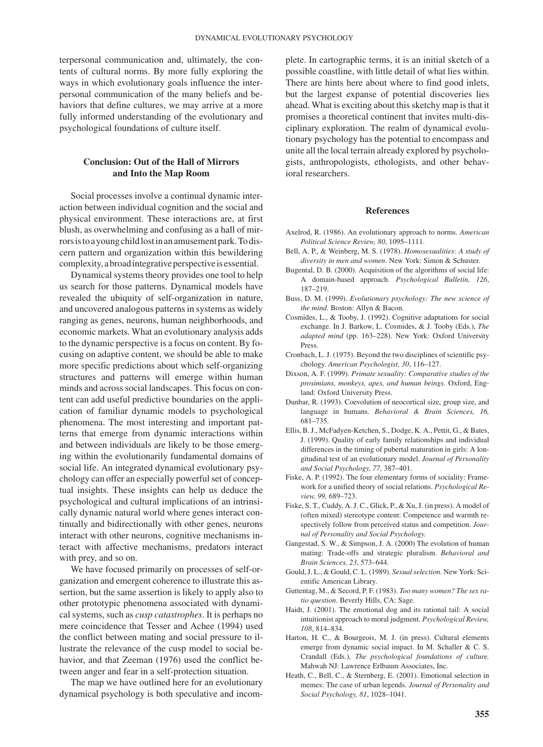terpersonal communication and, ultimately, the contents of cultural norms. By more fully exploring the ways in which evolutionary goals influence the interpersonal communication of the many beliefs and behaviors that define cultures, we may arrive at a more fully informed understanding of the evolutionary and psychological foundations of culture itself.

## Conclusion: Out of the Hall of Mirrors and Into the Map Room

Social processes involve a continual dynamic interaction between individual cognition and the social and physical environment. These interactions are, at first blush, as overwhelming and confusing as a hall of mirrors is to a young child lost in an amusement park. To discern pattern and organization within this bewildering complexity, a broad integrative perspective is essential.

Dynamical systems theory provides one tool to help us search for those patterns. Dynamical models have revealed the ubiquity of self-organization in nature, and uncovered analogous patterns in systems as widely ranging as genes, neurons, human neighborhoods, and economic markets. What an evolutionary analysis adds to the dynamic perspective is a focus on content. By focusing on adaptive content, we should be able to make more specific predictions about which self-organizing structures and patterns will emerge within human minds and across social landscapes. This focus on content can add useful predictive boundaries on the application of familiar dynamic models to psychological phenomena. The most interesting and important patterns that emerge from dynamic interactions within and between individuals are likely to be those emerging within the evolutionarily fundamental domains of social life. An integrated dynamical evolutionary psychology can offer an especially powerful set of conceptual insights. These insights can help us deduce the psychological and cultural implications of an intrinsically dynamic natural world where genes interact continually and bidirectionally with other genes, neurons interact with other neurons, cognitive mechanisms interact with affective mechanisms, predators interact with prey, and so on.

We have focused primarily on processes of self-organization and emergent coherence to illustrate this assertion, but the same assertion is likely to apply also to other prototypic phenomena associated with dynamical systems, such as *cusp catastrophes*. It is perhaps no mere coincidence that Tesser and Achee (1994) used the conflict between mating and social pressure to illustrate the relevance of the cusp model to social behavior, and that Zeeman (1976) used the conflict between anger and fear in a self-protection situation.

The map we have outlined here for an evolutionary dynamical psychology is both speculative and incomplete. In cartographic terms, it is an initial sketch of a possible coastline, with little detail of what lies within. There are hints here about where to find good inlets, but the largest expanse of potential discoveries lies ahead. What is exciting about this sketchy map is that it promises a theoretical continent that invites multi-disciplinary exploration. The realm of dynamical evolutionary psychology has the potential to encompass and unite all the local terrain already explored by psychologists, anthropologists, ethologists, and other behavioral researchers.

## References

Axelrod, R. (1986). An evolutionary approach to norms. *American Political Science Review, 80*, 1095–1111.

Bell, A. P., & Weinberg, M. S. (1978). *Homosexualities: A study of diversity in men and women*. New York: Simon & Schuster.

Bugental, D. B. (2000). Acquisition of the algorithms of social life: A domain-based approach. *Psychological Bulletin, 126*, 187–219.

Buss, D. M. (1999). *Evolutionary psychology: The new science of the mind.* Boston: Allyn & Bacon.

Cosmides, L., & Tooby, J. (1992). Cognitive adaptations for social exchange. In J. Barkow, L. Cosmides, & J. Tooby (Eds.), *The adapted mind* (pp. 163–228). New York: Oxford University Press.

Cronbach, L. J. (1975). Beyond the two disciplines of scientific psychology. *American Psychologist, 30*, 116–127.

Dixson, A. F. (1999). *Primate sexuality: Comparative studies of the prosimians, monkeys, apes, and human beings.* Oxford, England: Oxford University Press.

Dunbar, R. (1993). Coevolution of neocortical size, group size, and language in humans. *Behavioral & Brain Sciences, 16,* 681–735.

Ellis, B. J., McFadyen-Ketchen, S., Dodge, K. A., Pettit, G., & Bates, J. (1999). Quality of early family relationships and individual differences in the timing of pubertal maturation in girls: A longitudinal test of an evolutionary model. *Journal of Personality and Social Psychology, 77,* 387–401.

Fiske, A. P. (1992). The four elementary forms of sociality: Framework for a unified theory of social relations. *Psychological Review, 99,* 689–723.

Fiske, S. T., Cuddy, A. J. C., Glick, P., & Xu, J. (in press). A model of (often mixed) stereotype content: Competence and warmth respectively follow from perceived status and competition. *Journal of Personality and Social Psychology.*

Gangestad, S. W., & Simpson, J. A. (2000) The evolution of human mating: Trade-offs and strategic pluralism. *Behavioral and Brain Sciences, 23*, 573–644.

Gould, J. L., & Gould, C. L. (1989). *Sexual selection.* New York: Scientific American Library.

Guttentag, M., & Secord, P. F. (1983). *Too many women? The sex ratio question.* Beverly Hills, CA: Sage.

Haidt, J. (2001). The emotional dog and its rational tail: A social intuitionist approach to moral judgment. *Psychological Review, 108*, 814–834.

Harton, H. C., & Bourgeois, M. J. (in press). Cultural elements emerge from dynamic social impact. In M. Schaller & C. S. Crandall (Eds.), *The psychological foundations of culture.* Mahwah NJ: Lawrence Erlbaum Associates, Inc.

Heath, C., Bell, C., & Sternberg, E. (2001). Emotional selection in memes: The case of urban legends. *Journal of Personality and Social Psychology, 81*, 1028–1041.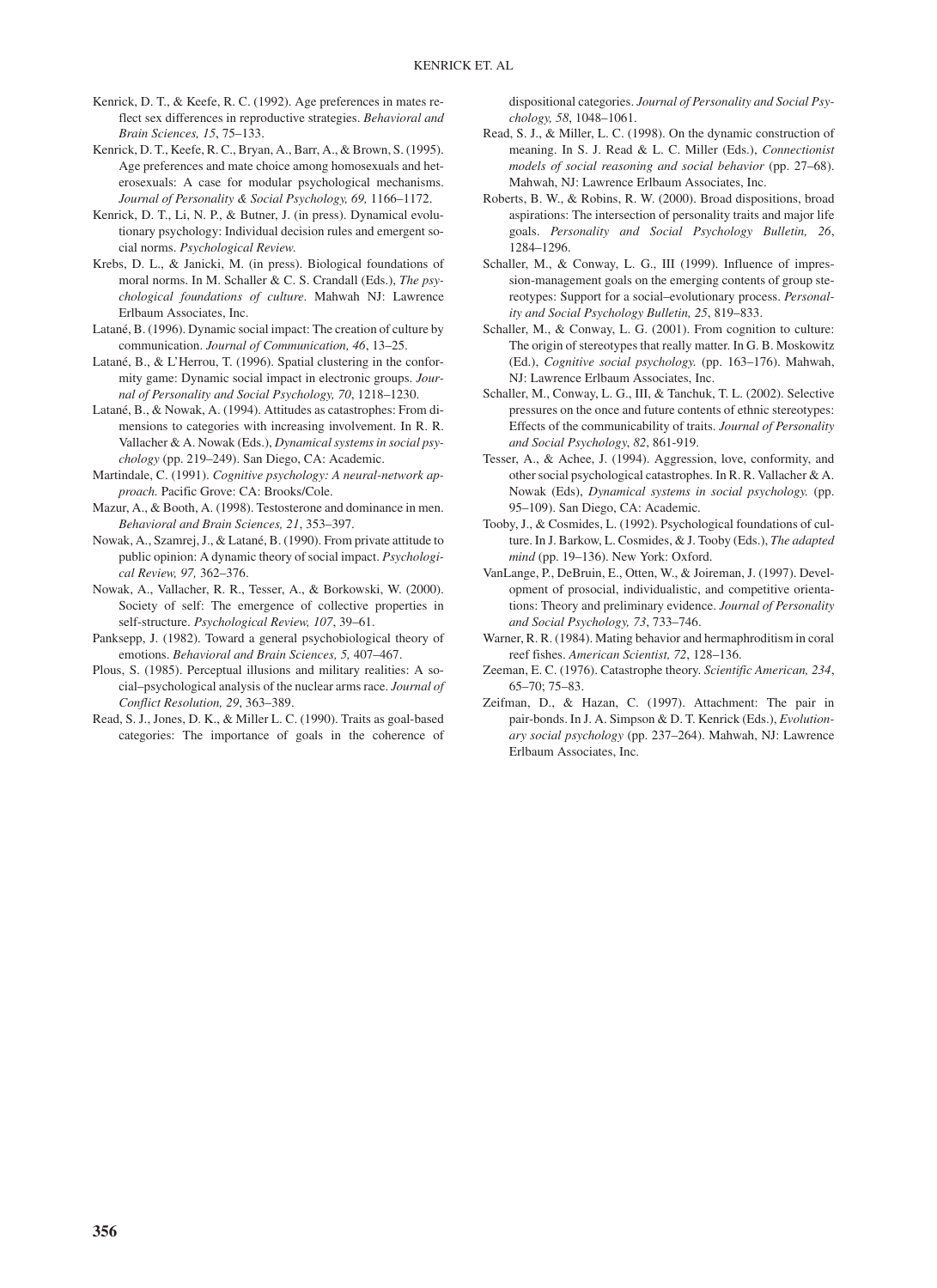Kenrick, D. T., & Keefe, R. C. (1992). Age preferences in mates reflect sex differences in reproductive strategies. *Behavioral and Brain Sciences, 15*, 75–133.

Kenrick, D. T., Keefe, R. C., Bryan, A., Barr, A., & Brown, S. (1995). Age preferences and mate choice among homosexuals and heterosexuals: A case for modular psychological mechanisms. *Journal of Personality & Social Psychology, 69,* 1166–1172.

Kenrick, D. T., Li, N. P., & Butner, J. (in press). Dynamical evolutionary psychology: Individual decision rules and emergent social norms. *Psychological Review.*

Krebs, D. L., & Janicki, M. (in press). Biological foundations of moral norms. In M. Schaller & C. S. Crandall (Eds.), *The psychological foundations of culture*. Mahwah NJ: Lawrence Erlbaum Associates, Inc.

Latané, B. (1996). Dynamic social impact: The creation of culture by communication. *Journal of Communication, 46*, 13–25.

Latané, B., & L'Herrou, T. (1996). Spatial clustering in the conformity game: Dynamic social impact in electronic groups. *Journal of Personality and Social Psychology, 70*, 1218–1230.

Latané, B., & Nowak, A. (1994). Attitudes as catastrophes: From dimensions to categories with increasing involvement. In R. R. Vallacher & A. Nowak (Eds.), *Dynamical systems in social psychology* (pp. 219–249). San Diego, CA: Academic.

Martindale, C. (1991). *Cognitive psychology: A neural-network approach.* Pacific Grove: CA: Brooks/Cole.

Mazur, A., & Booth, A. (1998). Testosterone and dominance in men. *Behavioral and Brain Sciences, 21*, 353–397.

Nowak, A., Szamrej, J., & Latané, B. (1990). From private attitude to public opinion: A dynamic theory of social impact. *Psychological Review, 97,* 362–376.

Nowak, A., Vallacher, R. R., Tesser, A., & Borkowski, W. (2000). Society of self: The emergence of collective properties in self-structure. *Psychological Review, 107*, 39–61.

Panksepp, J. (1982). Toward a general psychobiological theory of emotions. *Behavioral and Brain Sciences, 5,* 407–467.

Plous, S. (1985). Perceptual illusions and military realities: A social–psychological analysis of the nuclear arms race. *Journal of Conflict Resolution, 29*, 363–389.

Read, S. J., Jones, D. K., & Miller L. C. (1990). Traits as goal-based categories: The importance of goals in the coherence of dispositional categories. *Journal of Personality and Social Psychology, 58*, 1048–1061.

Read, S. J., & Miller, L. C. (1998). On the dynamic construction of meaning. In S. J. Read & L. C. Miller (Eds.), *Connectionist models of social reasoning and social behavior* (pp. 27–68). Mahwah, NJ: Lawrence Erlbaum Associates, Inc.

Roberts, B. W., & Robins, R. W. (2000). Broad dispositions, broad aspirations: The intersection of personality traits and major life goals. *Personality and Social Psychology Bulletin, 26*, 1284–1296.

Schaller, M., & Conway, L. G., III (1999). Influence of impression-management goals on the emerging contents of group stereotypes: Support for a social–evolutionary process. *Personality and Social Psychology Bulletin, 25*, 819–833.

Schaller, M., & Conway, L. G. (2001). From cognition to culture: The origin of stereotypes that really matter. In G. B. Moskowitz (Ed.), *Cognitive social psychology.* (pp. 163–176). Mahwah, NJ: Lawrence Erlbaum Associates, Inc.

Schaller, M., Conway, L. G., III, & Tanchuk, T. L. (2002). Selective pressures on the once and future contents of ethnic stereotypes: Effects of the communicability of traits. *Journal of Personality and Social Psychology, 82*, 861-919.

Tesser, A., & Achee, J. (1994). Aggression, love, conformity, and other social psychological catastrophes. In R. R. Vallacher & A. Nowak (Eds), *Dynamical systems in social psychology.* (pp. 95–109). San Diego, CA: Academic.

Tooby, J., & Cosmides, L. (1992). Psychological foundations of culture. In J. Barkow, L. Cosmides, & J. Tooby (Eds.), *The adapted mind* (pp. 19–136). New York: Oxford.

VanLange, P., DeBruin, E., Otten, W., & Joireman, J. (1997). Development of prosocial, individualistic, and competitive orientations: Theory and preliminary evidence. *Journal of Personality and Social Psychology, 73*, 733–746.

Warner, R. R. (1984). Mating behavior and hermaphroditism in coral reef fishes. *American Scientist, 72*, 128–136.

Zeeman, E. C. (1976). Catastrophe theory. *Scientific American, 234*, 65–70; 75–83.

Zeifman, D., & Hazan, C. (1997). Attachment: The pair in pair-bonds. In J. A. Simpson & D. T. Kenrick (Eds.), *Evolutionary social psychology* (pp. 237–264). Mahwah, NJ: Lawrence Erlbaum Associates, Inc.